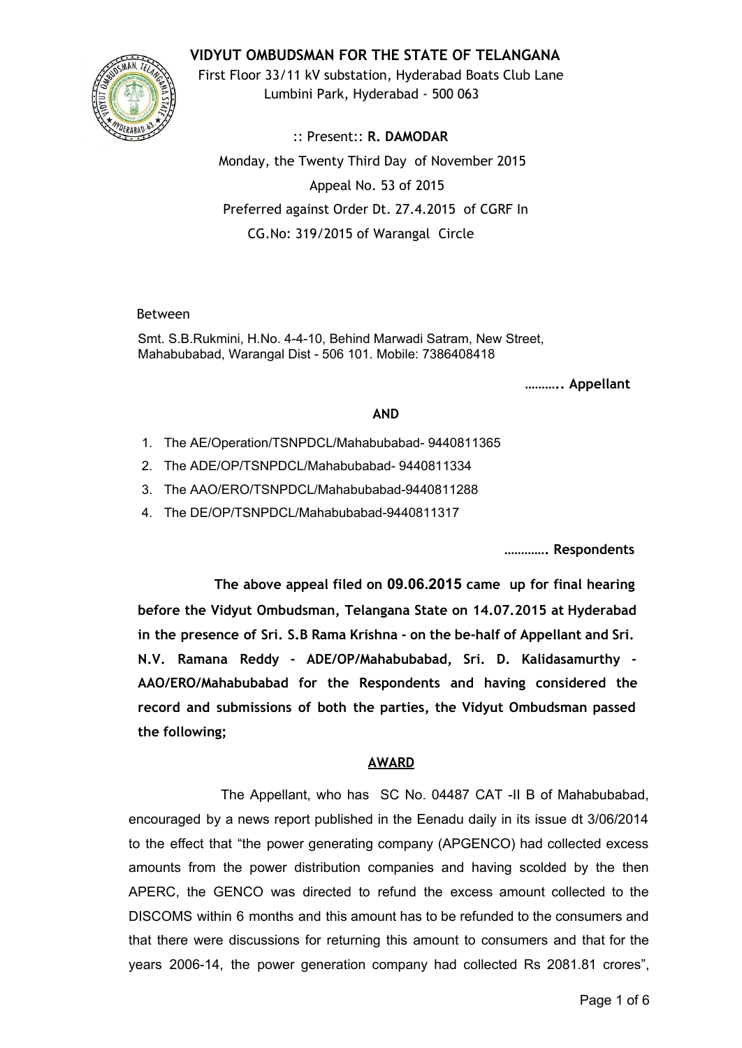# VIDYUT OMBUDSMAN FOR THE STATE OF TELANGANA

First Floor 33/11 kV substation, Hyderabad Boats Club Lane
Lumbini Park, Hyderabad - 500 063

:: Present:: **R. DAMODAR**

Monday, the Twenty Third Day of November 2015

Appeal No. 53 of 2015

Preferred against Order Dt. 27.4.2015 of CGRF In
CG.No: 319/2015 of Warangal Circle

Between

Smt. S.B.Rukmini, H.No. 4-4-10, Behind Marwadi Satram, New Street, Mahabubabad, Warangal Dist - 506 101. Mobile: 7386408418

**……….. Appellant**

**AND**

1. The AE/Operation/TSNPDCL/Mahabubabad- 9440811365
2. The ADE/OP/TSNPDCL/Mahabubabad- 9440811334
3. The AAO/ERO/TSNPDCL/Mahabubabad-9440811288
4. The DE/OP/TSNPDCL/Mahabubabad-9440811317

**…………. Respondents**

**The above appeal filed on 09.06.2015 came up for final hearing before the Vidyut Ombudsman, Telangana State on 14.07.2015 at Hyderabad in the presence of Sri. S.B Rama Krishna - on the be-half of Appellant and Sri. N.V. Ramana Reddy - ADE/OP/Mahabubabad, Sri. D. Kalidasamurthy - AAO/ERO/Mahabubabad for the Respondents and having considered the record and submissions of both the parties, the Vidyut Ombudsman passed the following;**

## AWARD

The Appellant, who has SC No. 04487 CAT -II B of Mahabubabad, encouraged by a news report published in the Eenadu daily in its issue dt 3/06/2014 to the effect that "the power generating company (APGENCO) had collected excess amounts from the power distribution companies and having scolded by the then APERC, the GENCO was directed to refund the excess amount collected to the DISCOMS within 6 months and this amount has to be refunded to the consumers and that there were discussions for returning this amount to consumers and that for the years 2006-14, the power generation company had collected Rs 2081.81 crores",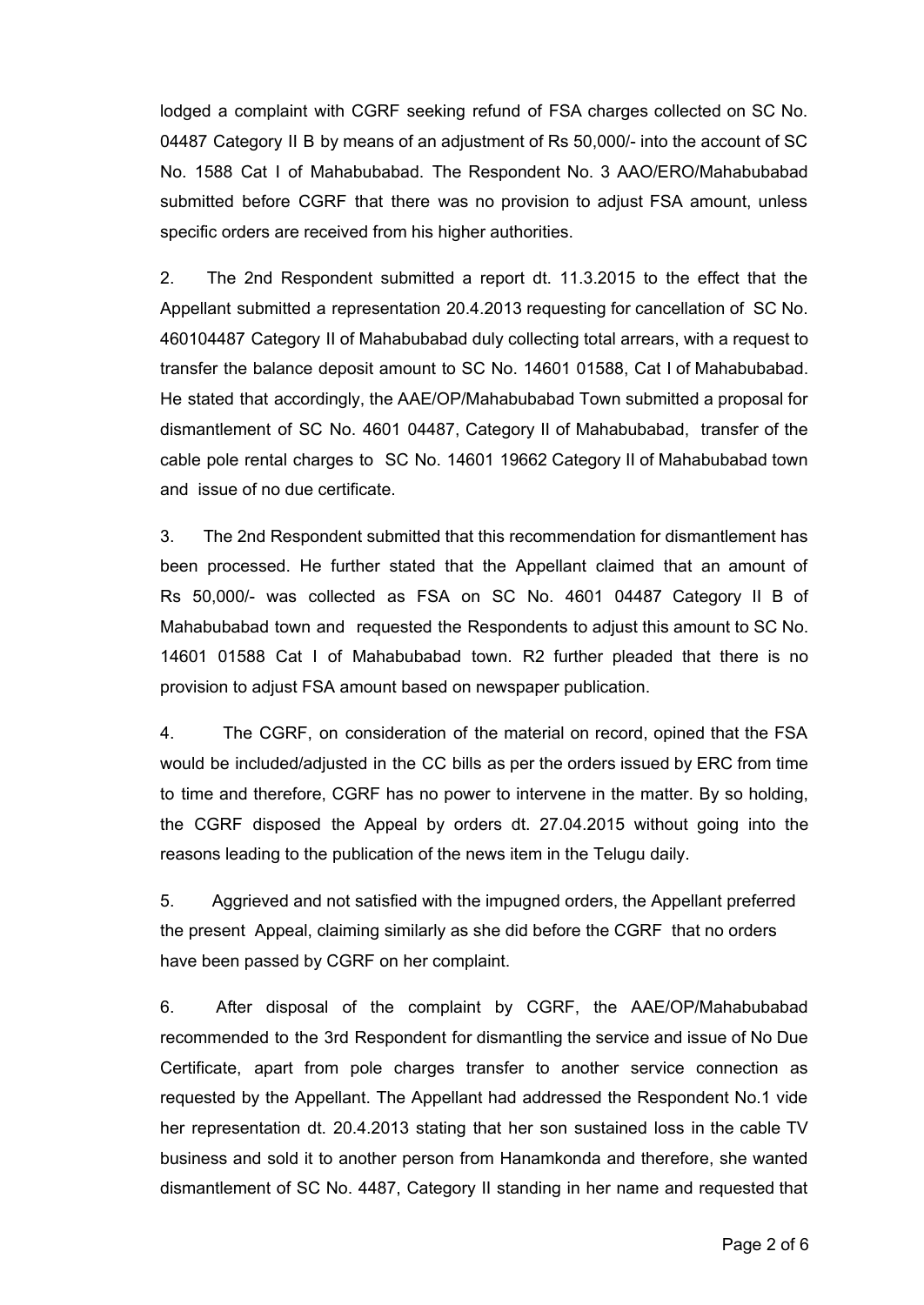lodged a complaint with CGRF seeking refund of FSA charges collected on SC No. 04487 Category II B by means of an adjustment of Rs 50,000/- into the account of SC No. 1588 Cat I of Mahabubabad. The Respondent No. 3 AAO/ERO/Mahabubabad submitted before CGRF that there was no provision to adjust FSA amount, unless specific orders are received from his higher authorities.

2. The 2nd Respondent submitted a report dt. 11.3.2015 to the effect that the Appellant submitted a representation 20.4.2013 requesting for cancellation of SC No. 460104487 Category II of Mahabubabad duly collecting total arrears, with a request to transfer the balance deposit amount to SC No. 14601 01588, Cat I of Mahabubabad. He stated that accordingly, the AAE/OP/Mahabubabad Town submitted a proposal for dismantlement of SC No. 4601 04487, Category II of Mahabubabad, transfer of the cable pole rental charges to SC No. 14601 19662 Category II of Mahabubabad town and issue of no due certificate.

3. The 2nd Respondent submitted that this recommendation for dismantlement has been processed. He further stated that the Appellant claimed that an amount of Rs 50,000/- was collected as FSA on SC No. 4601 04487 Category II B of Mahabubabad town and requested the Respondents to adjust this amount to SC No. 14601 01588 Cat I of Mahabubabad town. R2 further pleaded that there is no provision to adjust FSA amount based on newspaper publication.

4. The CGRF, on consideration of the material on record, opined that the FSA would be included/adjusted in the CC bills as per the orders issued by ERC from time to time and therefore, CGRF has no power to intervene in the matter. By so holding, the CGRF disposed the Appeal by orders dt. 27.04.2015 without going into the reasons leading to the publication of the news item in the Telugu daily.

5. Aggrieved and not satisfied with the impugned orders, the Appellant preferred the present Appeal, claiming similarly as she did before the CGRF that no orders have been passed by CGRF on her complaint.

6. After disposal of the complaint by CGRF, the AAE/OP/Mahabubabad recommended to the 3rd Respondent for dismantling the service and issue of No Due Certificate, apart from pole charges transfer to another service connection as requested by the Appellant. The Appellant had addressed the Respondent No.1 vide her representation dt. 20.4.2013 stating that her son sustained loss in the cable TV business and sold it to another person from Hanamkonda and therefore, she wanted dismantlement of SC No. 4487, Category II standing in her name and requested that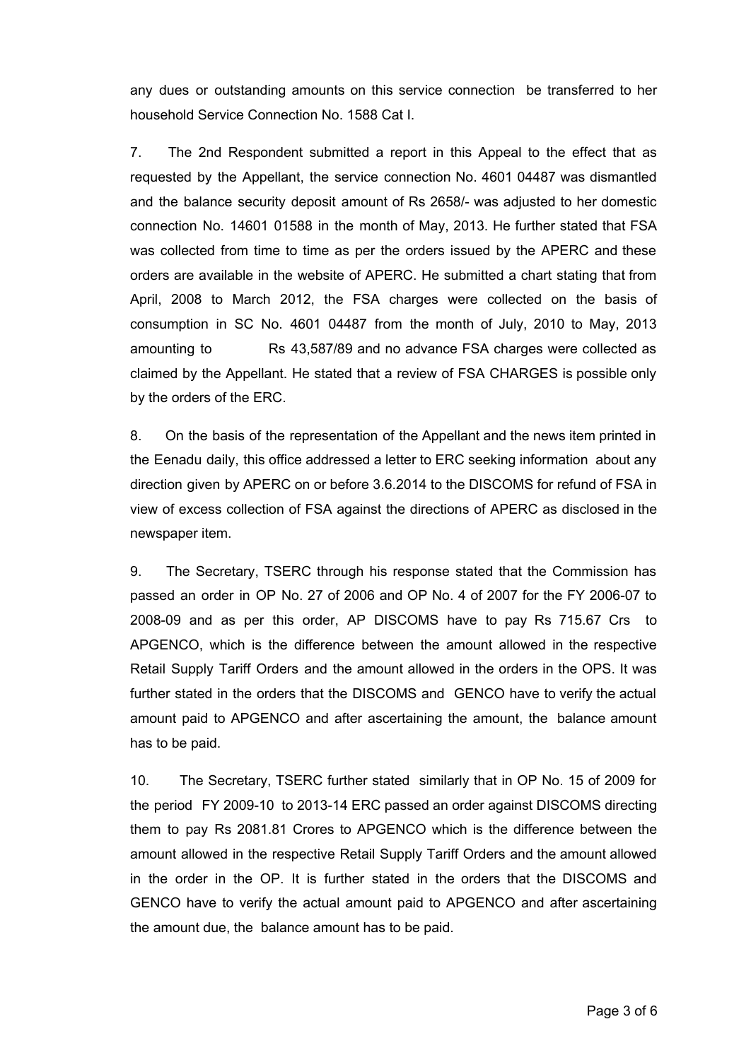any dues or outstanding amounts on this service connection be transferred to her household Service Connection No. 1588 Cat I.

7. The 2nd Respondent submitted a report in this Appeal to the effect that as requested by the Appellant, the service connection No. 4601 04487 was dismantled and the balance security deposit amount of Rs 2658/- was adjusted to her domestic connection No. 14601 01588 in the month of May, 2013. He further stated that FSA was collected from time to time as per the orders issued by the APERC and these orders are available in the website of APERC. He submitted a chart stating that from April, 2008 to March 2012, the FSA charges were collected on the basis of consumption in SC No. 4601 04487 from the month of July, 2010 to May, 2013 amounting to Rs 43,587/89 and no advance FSA charges were collected as claimed by the Appellant. He stated that a review of FSA CHARGES is possible only by the orders of the ERC.

8. On the basis of the representation of the Appellant and the news item printed in the Eenadu daily, this office addressed a letter to ERC seeking information about any direction given by APERC on or before 3.6.2014 to the DISCOMS for refund of FSA in view of excess collection of FSA against the directions of APERC as disclosed in the newspaper item.

9. The Secretary, TSERC through his response stated that the Commission has passed an order in OP No. 27 of 2006 and OP No. 4 of 2007 for the FY 2006-07 to 2008-09 and as per this order, AP DISCOMS have to pay Rs 715.67 Crs to APGENCO, which is the difference between the amount allowed in the respective Retail Supply Tariff Orders and the amount allowed in the orders in the OPS. It was further stated in the orders that the DISCOMS and GENCO have to verify the actual amount paid to APGENCO and after ascertaining the amount, the balance amount has to be paid.

10. The Secretary, TSERC further stated similarly that in OP No. 15 of 2009 for the period FY 2009-10 to 2013-14 ERC passed an order against DISCOMS directing them to pay Rs 2081.81 Crores to APGENCO which is the difference between the amount allowed in the respective Retail Supply Tariff Orders and the amount allowed in the order in the OP. It is further stated in the orders that the DISCOMS and GENCO have to verify the actual amount paid to APGENCO and after ascertaining the amount due, the balance amount has to be paid.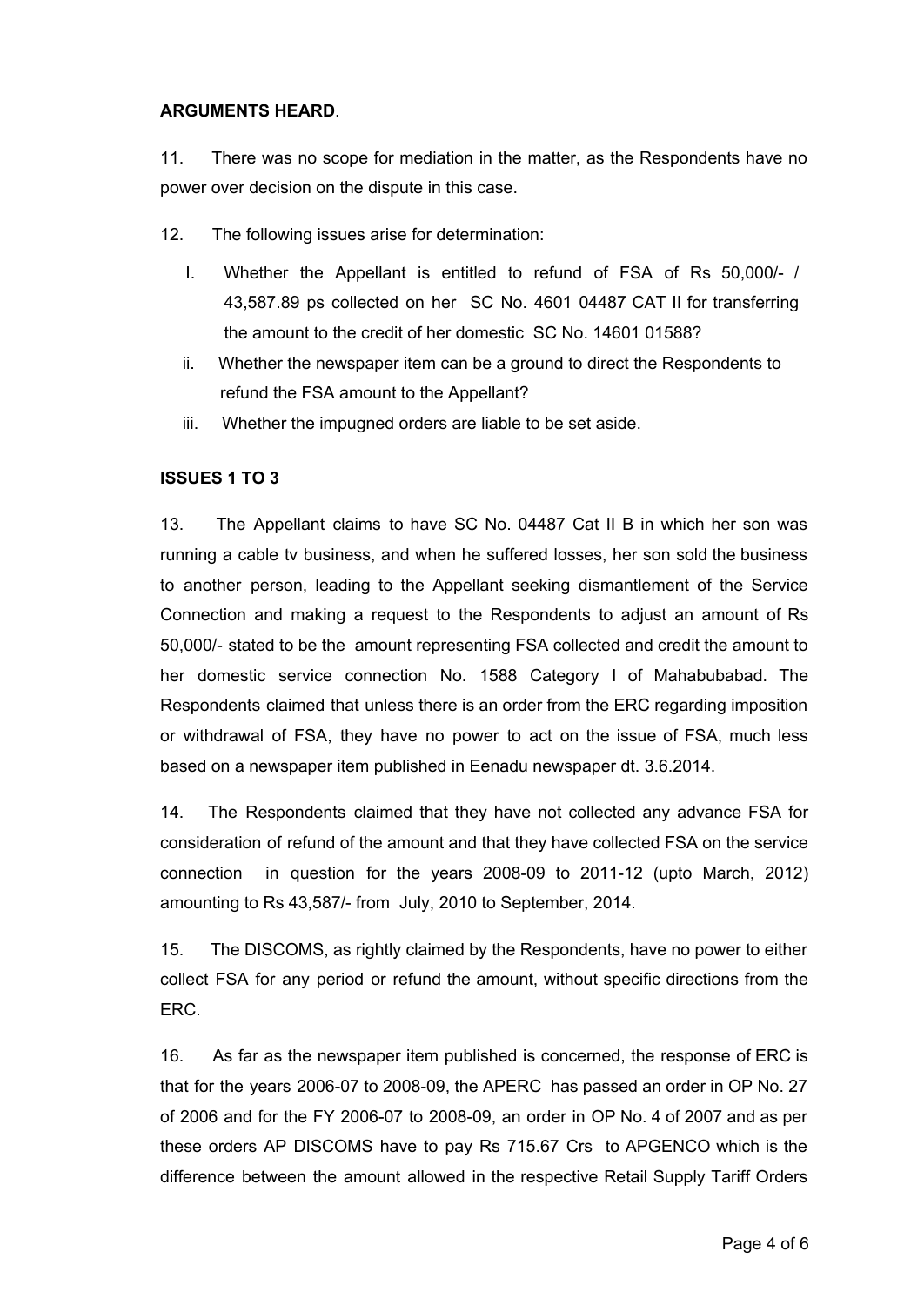**ARGUMENTS HEARD**.

11. There was no scope for mediation in the matter, as the Respondents have no power over decision on the dispute in this case.

12. The following issues arise for determination:

I. Whether the Appellant is entitled to refund of FSA of Rs 50,000/- / 43,587.89 ps collected on her SC No. 4601 04487 CAT II for transferring the amount to the credit of her domestic SC No. 14601 01588?

ii. Whether the newspaper item can be a ground to direct the Respondents to refund the FSA amount to the Appellant?

iii. Whether the impugned orders are liable to be set aside.

**ISSUES 1 TO 3**

13. The Appellant claims to have SC No. 04487 Cat II B in which her son was running a cable tv business, and when he suffered losses, her son sold the business to another person, leading to the Appellant seeking dismantlement of the Service Connection and making a request to the Respondents to adjust an amount of Rs 50,000/- stated to be the amount representing FSA collected and credit the amount to her domestic service connection No. 1588 Category I of Mahabubabad. The Respondents claimed that unless there is an order from the ERC regarding imposition or withdrawal of FSA, they have no power to act on the issue of FSA, much less based on a newspaper item published in Eenadu newspaper dt. 3.6.2014.

14. The Respondents claimed that they have not collected any advance FSA for consideration of refund of the amount and that they have collected FSA on the service connection in question for the years 2008-09 to 2011-12 (upto March, 2012) amounting to Rs 43,587/- from July, 2010 to September, 2014.

15. The DISCOMS, as rightly claimed by the Respondents, have no power to either collect FSA for any period or refund the amount, without specific directions from the ERC.

16. As far as the newspaper item published is concerned, the response of ERC is that for the years 2006-07 to 2008-09, the APERC has passed an order in OP No. 27 of 2006 and for the FY 2006-07 to 2008-09, an order in OP No. 4 of 2007 and as per these orders AP DISCOMS have to pay Rs 715.67 Crs to APGENCO which is the difference between the amount allowed in the respective Retail Supply Tariff Orders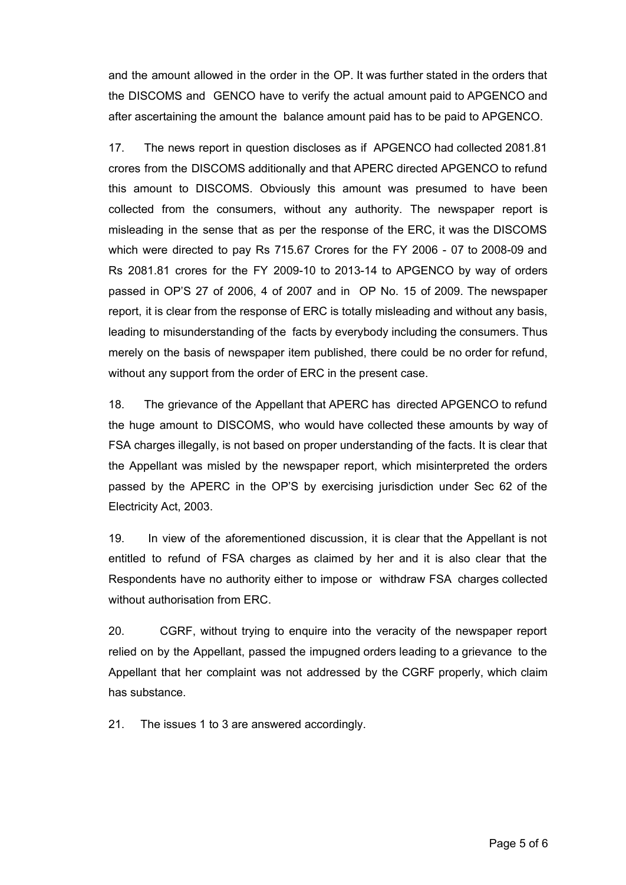and the amount allowed in the order in the OP. It was further stated in the orders that the DISCOMS and GENCO have to verify the actual amount paid to APGENCO and after ascertaining the amount the balance amount paid has to be paid to APGENCO.

17. The news report in question discloses as if APGENCO had collected 2081.81 crores from the DISCOMS additionally and that APERC directed APGENCO to refund this amount to DISCOMS. Obviously this amount was presumed to have been collected from the consumers, without any authority. The newspaper report is misleading in the sense that as per the response of the ERC, it was the DISCOMS which were directed to pay Rs 715.67 Crores for the FY 2006 - 07 to 2008-09 and Rs 2081.81 crores for the FY 2009-10 to 2013-14 to APGENCO by way of orders passed in OP'S 27 of 2006, 4 of 2007 and in OP No. 15 of 2009. The newspaper report, it is clear from the response of ERC is totally misleading and without any basis, leading to misunderstanding of the facts by everybody including the consumers. Thus merely on the basis of newspaper item published, there could be no order for refund, without any support from the order of ERC in the present case.

18. The grievance of the Appellant that APERC has directed APGENCO to refund the huge amount to DISCOMS, who would have collected these amounts by way of FSA charges illegally, is not based on proper understanding of the facts. It is clear that the Appellant was misled by the newspaper report, which misinterpreted the orders passed by the APERC in the OP'S by exercising jurisdiction under Sec 62 of the Electricity Act, 2003.

19. In view of the aforementioned discussion, it is clear that the Appellant is not entitled to refund of FSA charges as claimed by her and it is also clear that the Respondents have no authority either to impose or withdraw FSA charges collected without authorisation from ERC.

20. CGRF, without trying to enquire into the veracity of the newspaper report relied on by the Appellant, passed the impugned orders leading to a grievance to the Appellant that her complaint was not addressed by the CGRF properly, which claim has substance.

21. The issues 1 to 3 are answered accordingly.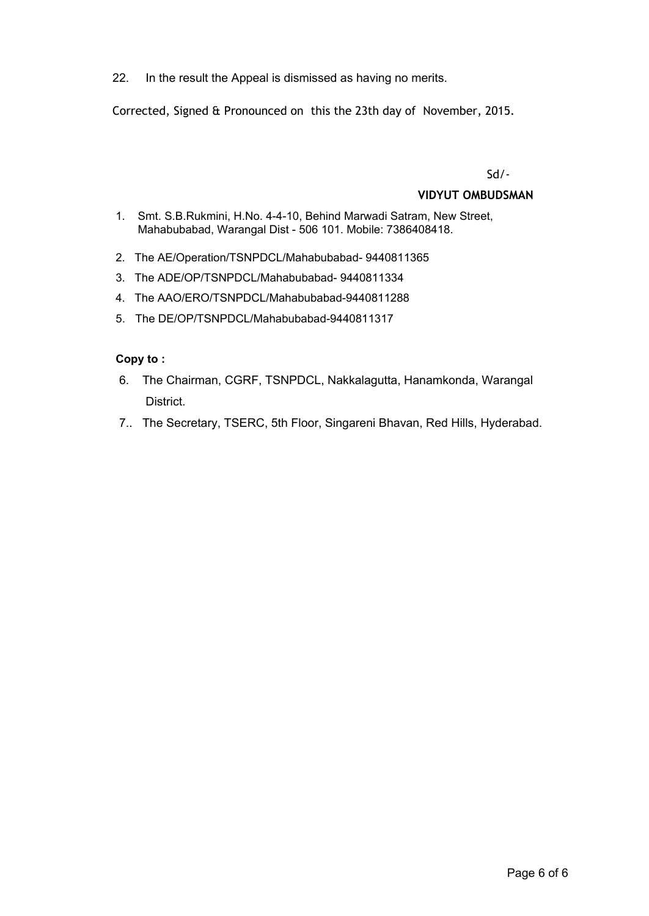22. In the result the Appeal is dismissed as having no merits.

Corrected, Signed & Pronounced on this the 23th day of November, 2015.

Sd/-

**VIDYUT OMBUDSMAN**

1. Smt. S.B.Rukmini, H.No. 4-4-10, Behind Marwadi Satram, New Street, Mahabubabad, Warangal Dist - 506 101. Mobile: 7386408418.
2. The AE/Operation/TSNPDCL/Mahabubabad- 9440811365
3. The ADE/OP/TSNPDCL/Mahabubabad- 9440811334
4. The AAO/ERO/TSNPDCL/Mahabubabad-9440811288
5. The DE/OP/TSNPDCL/Mahabubabad-9440811317

**Copy to :**

6. The Chairman, CGRF, TSNPDCL, Nakkalagutta, Hanamkonda, Warangal District.
7.. The Secretary, TSERC, 5th Floor, Singareni Bhavan, Red Hills, Hyderabad.